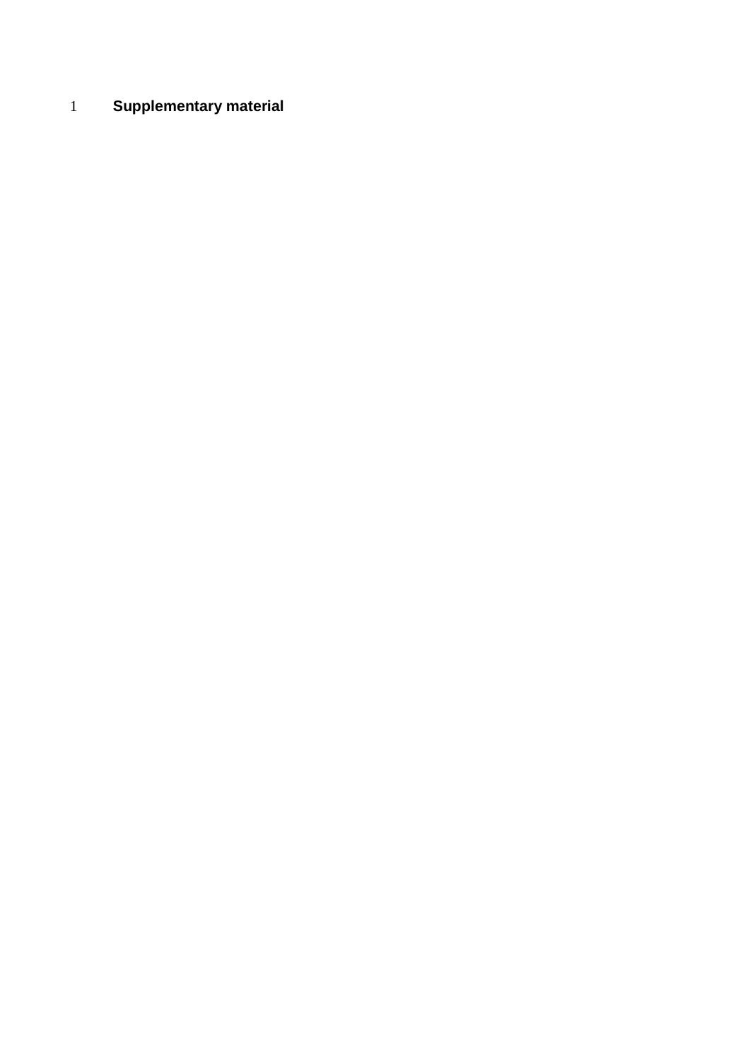# Supplementary material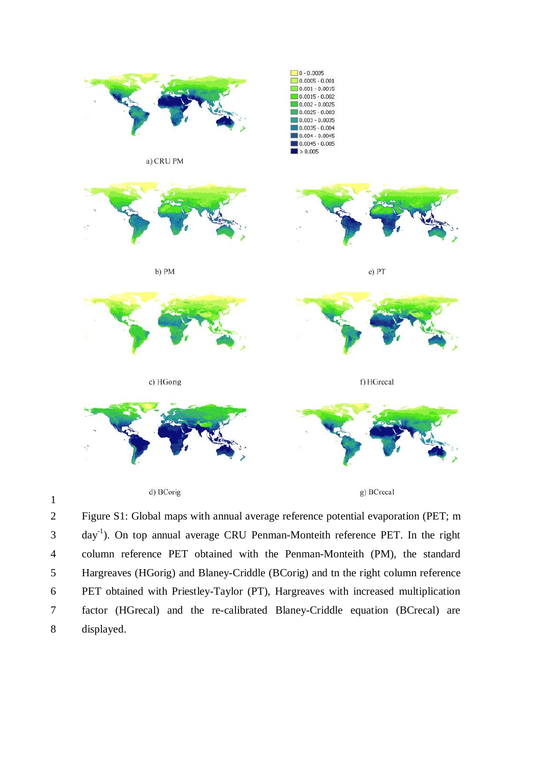Figure S1: Global maps with annual average reference potential evaporation (PET; m day$^{-1}$). On top annual average CRU Penman-Monteith reference PET. In the right column reference PET obtained with the Penman-Monteith (PM), the standard Hargreaves (HGorig) and Blaney-Criddle (BCorig) and tn the right column reference PET obtained with Priestley-Taylor (PT), Hargreaves with increased multiplication factor (HGrecal) and the re-calibrated Blaney-Criddle equation (BCrecal) are displayed.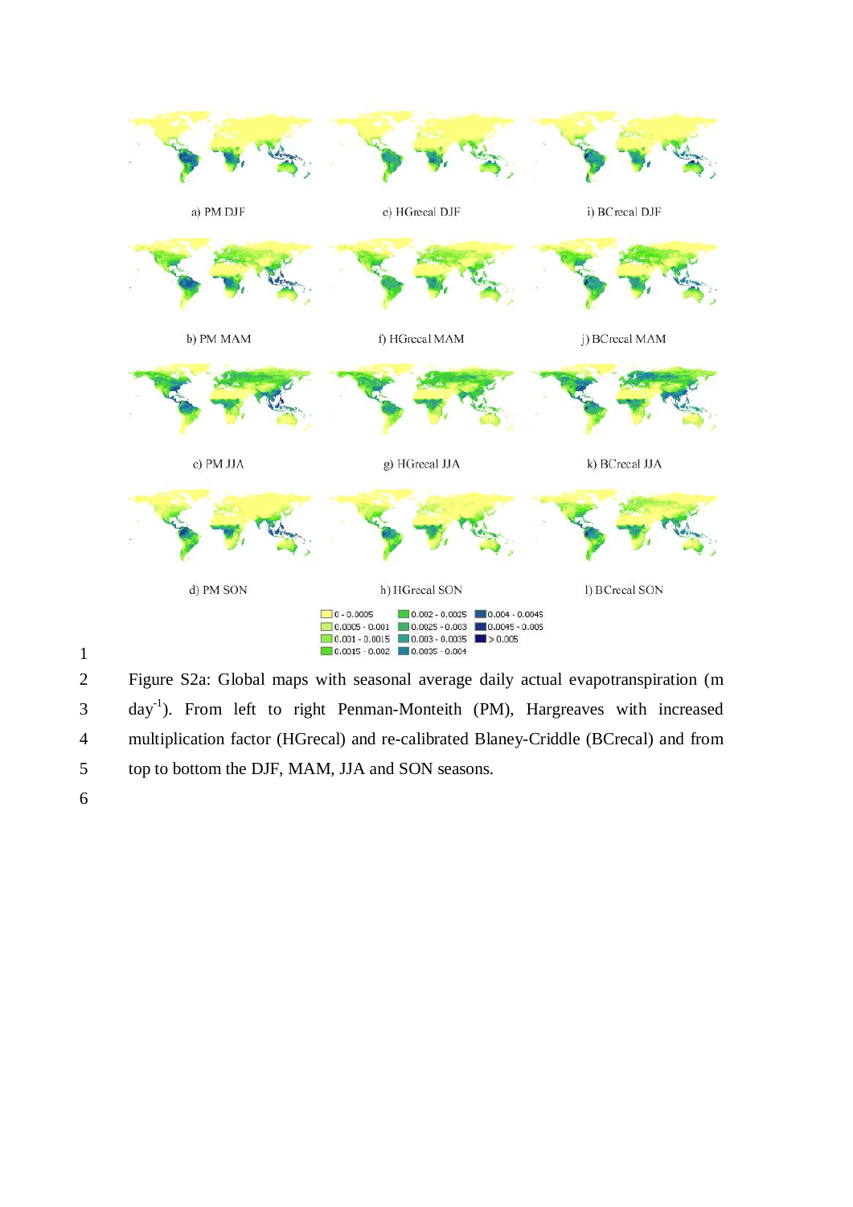a) PM DJF

e) HGrecal DJF

i) BCrecal DJF

b) PM MAM

f) HGrecal MAM

j) BCrecal MAM

c) PM JJA

g) HGrecal JJA

k) BCrecal JJA

d) PM SON

h) HGrecal SON

l) BCrecal SON

0 - 0.0005
0.0005 - 0.001
0.001 - 0.0015
0.0015 - 0.002
0.002 - 0.0025
0.0025 - 0.003
0.003 - 0.0035
0.0035 - 0.004
0.004 - 0.0045
0.0045 - 0.005
> 0.005

Figure S2a: Global maps with seasonal average daily actual evapotranspiration (m day$^{-1}$). From left to right Penman-Monteith (PM), Hargreaves with increased multiplication factor (HGrecal) and re-calibrated Blaney-Criddle (BCrecal) and from top to bottom the DJF, MAM, JJA and SON seasons.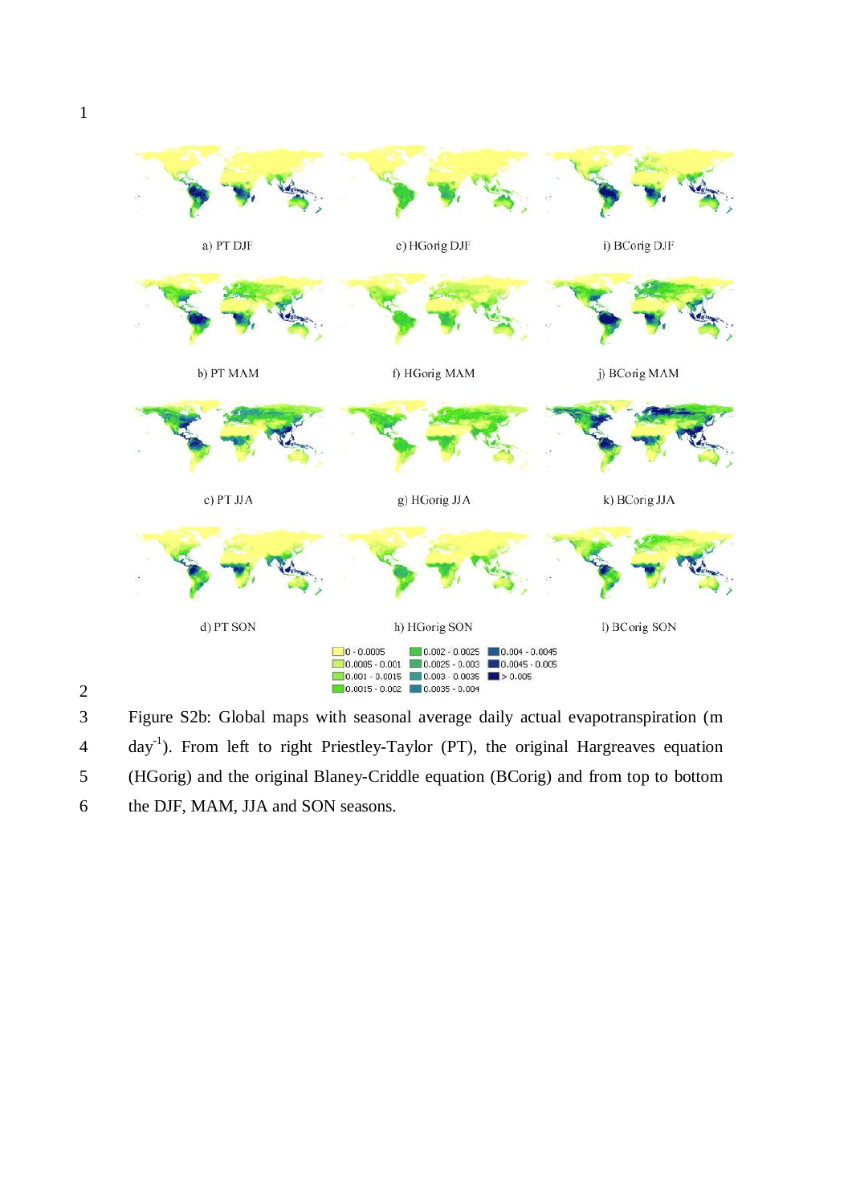a) PT DJF

e) HGorig DJF

i) BCorig DJF

b) PT MAM

f) HGorig MAM

j) BCorig MAM

c) PT JJA

g) HGorig JJA

k) BCorig JJA

d) PT SON

h) HGorig SON

l) BCorig SON

0 - 0.0005
0.0005 - 0.001
0.001 - 0.0015
0.0015 - 0.002
0.002 - 0.0025
0.0025 - 0.003
0.003 - 0.0035
0.0035 - 0.004
0.004 - 0.0045
0.0045 - 0.005
> 0.005

Figure S2b: Global maps with seasonal average daily actual evapotranspiration (m day$^{-1}$). From left to right Priestley-Taylor (PT), the original Hargreaves equation (HGorig) and the original Blaney-Criddle equation (BCorig) and from top to bottom the DJF, MAM, JJA and SON seasons.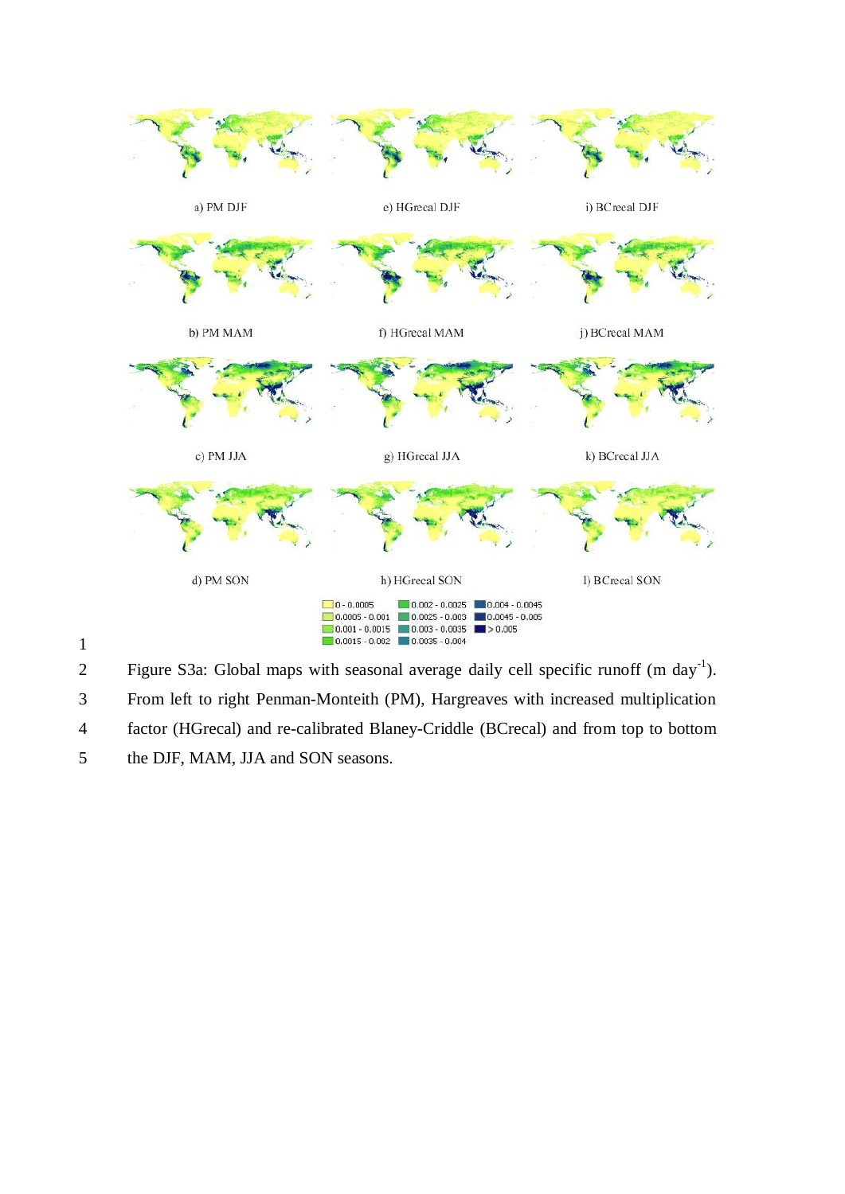a) PM DJF

e) HGrecal DJF

i) BCrecal DJF

b) PM MAM

f) HGrecal MAM

j) BCrecal MAM

c) PM JJA

g) HGrecal JJA

k) BCrecal JJA

d) PM SON

h) HGrecal SON

l) BCrecal SON

0 - 0.0005
0.0005 - 0.001
0.001 - 0.0015
0.0015 - 0.002
0.002 - 0.0025
0.0025 - 0.003
0.003 - 0.0035
0.0035 - 0.004
0.004 - 0.0045
0.0045 - 0.005
> 0.005

Figure S3a: Global maps with seasonal average daily cell specific runoff (m $day^{-1}$). From left to right Penman-Monteith (PM), Hargreaves with increased multiplication factor (HGrecal) and re-calibrated Blaney-Criddle (BCrecal) and from top to bottom the DJF, MAM, JJA and SON seasons.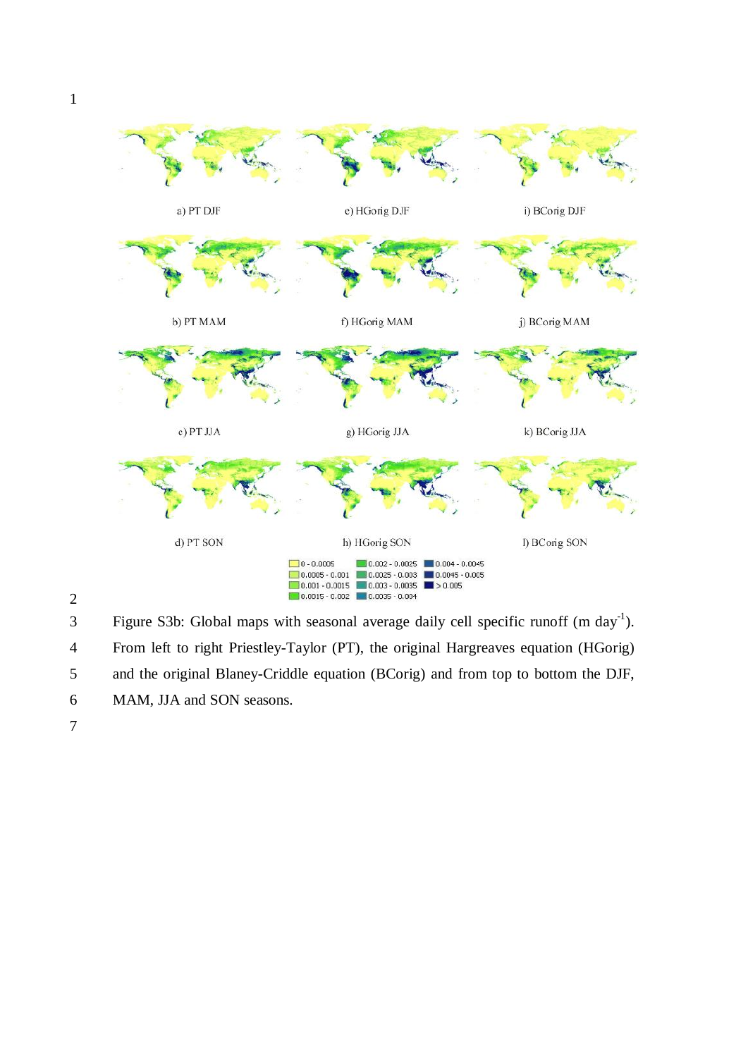a) PT DJF

e) HGorig DJF

i) BCorig DJF

b) PT MAM

f) HGorig MAM

j) BCorig MAM

c) PT JJA

g) HGorig JJA

k) BCorig JJA

d) PT SON

h) HGorig SON

l) BCorig SON

0 - 0.0005
0.0005 - 0.001
0.001 - 0.0015
0.0015 - 0.002
0.002 - 0.0025
0.0025 - 0.003
0.003 - 0.0035
0.0035 - 0.004
0.004 - 0.0045
0.0045 - 0.005
> 0.005

Figure S3b: Global maps with seasonal average daily cell specific runoff (m day$^{-1}$). From left to right Priestley-Taylor (PT), the original Hargreaves equation (HGorig) and the original Blaney-Criddle equation (BCorig) and from top to bottom the DJF, MAM, JJA and SON seasons.